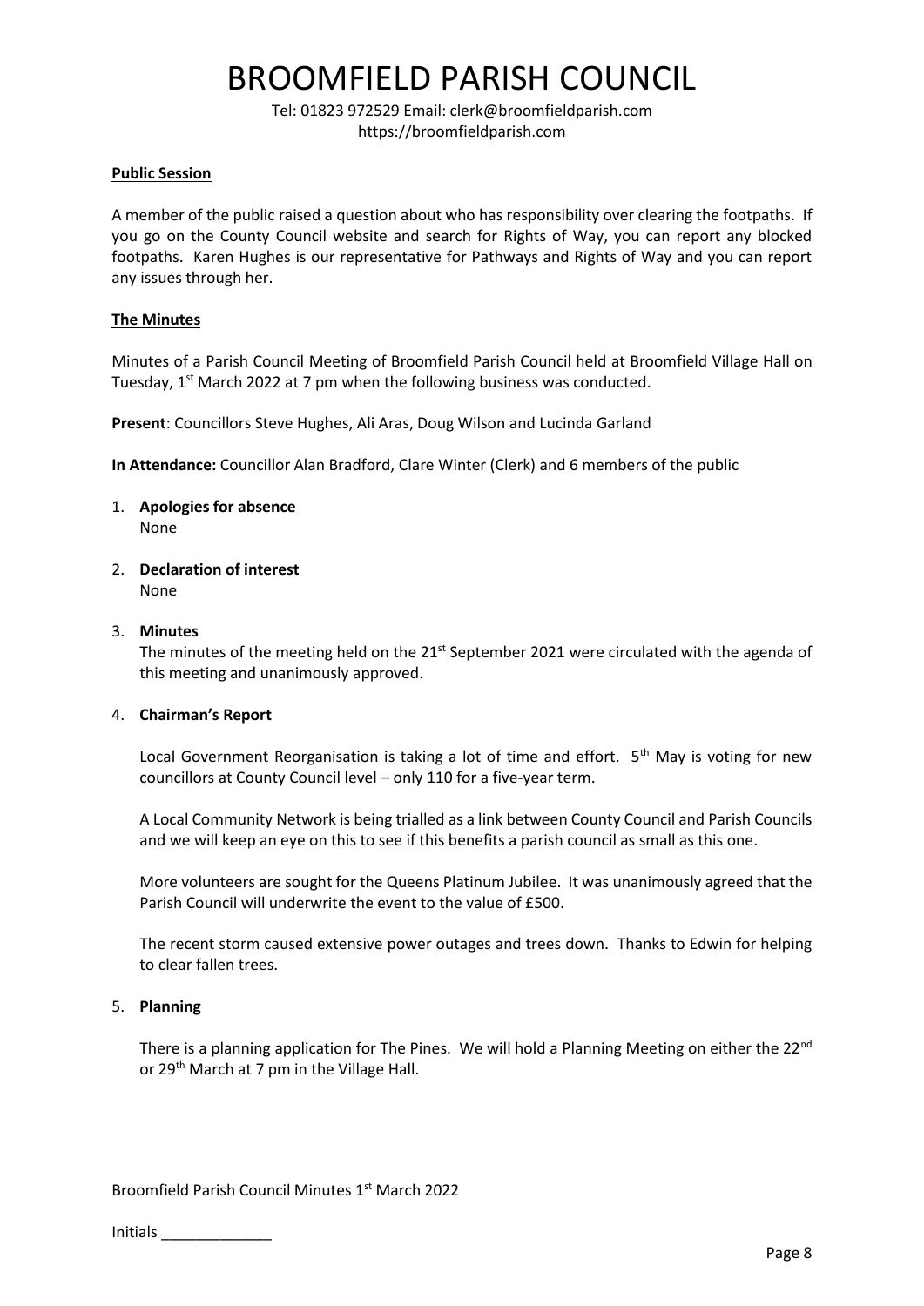# BROOMFIELD PARISH COUNCIL

Tel: 01823 972529 Email: clerk@broomfieldparish.com
https://broomfieldparish.com

**Public Session**

A member of the public raised a question about who has responsibility over clearing the footpaths. If you go on the County Council website and search for Rights of Way, you can report any blocked footpaths. Karen Hughes is our representative for Pathways and Rights of Way and you can report any issues through her.

**The Minutes**

Minutes of a Parish Council Meeting of Broomfield Parish Council held at Broomfield Village Hall on Tuesday, 1st March 2022 at 7 pm when the following business was conducted.

**Present**: Councillors Steve Hughes, Ali Aras, Doug Wilson and Lucinda Garland

**In Attendance:** Councillor Alan Bradford, Clare Winter (Clerk) and 6 members of the public

1. **Apologies for absence**
   None

2. **Declaration of interest**
   None

3. **Minutes**
   The minutes of the meeting held on the 21st September 2021 were circulated with the agenda of this meeting and unanimously approved.

4. **Chairman's Report**

   Local Government Reorganisation is taking a lot of time and effort. 5th May is voting for new councillors at County Council level – only 110 for a five-year term.

   A Local Community Network is being trialled as a link between County Council and Parish Councils and we will keep an eye on this to see if this benefits a parish council as small as this one.

   More volunteers are sought for the Queens Platinum Jubilee. It was unanimously agreed that the Parish Council will underwrite the event to the value of £500.

   The recent storm caused extensive power outages and trees down. Thanks to Edwin for helping to clear fallen trees.

5. **Planning**

   There is a planning application for The Pines. We will hold a Planning Meeting on either the 22nd or 29th March at 7 pm in the Village Hall.

Broomfield Parish Council Minutes 1st March 2022

Initials _____________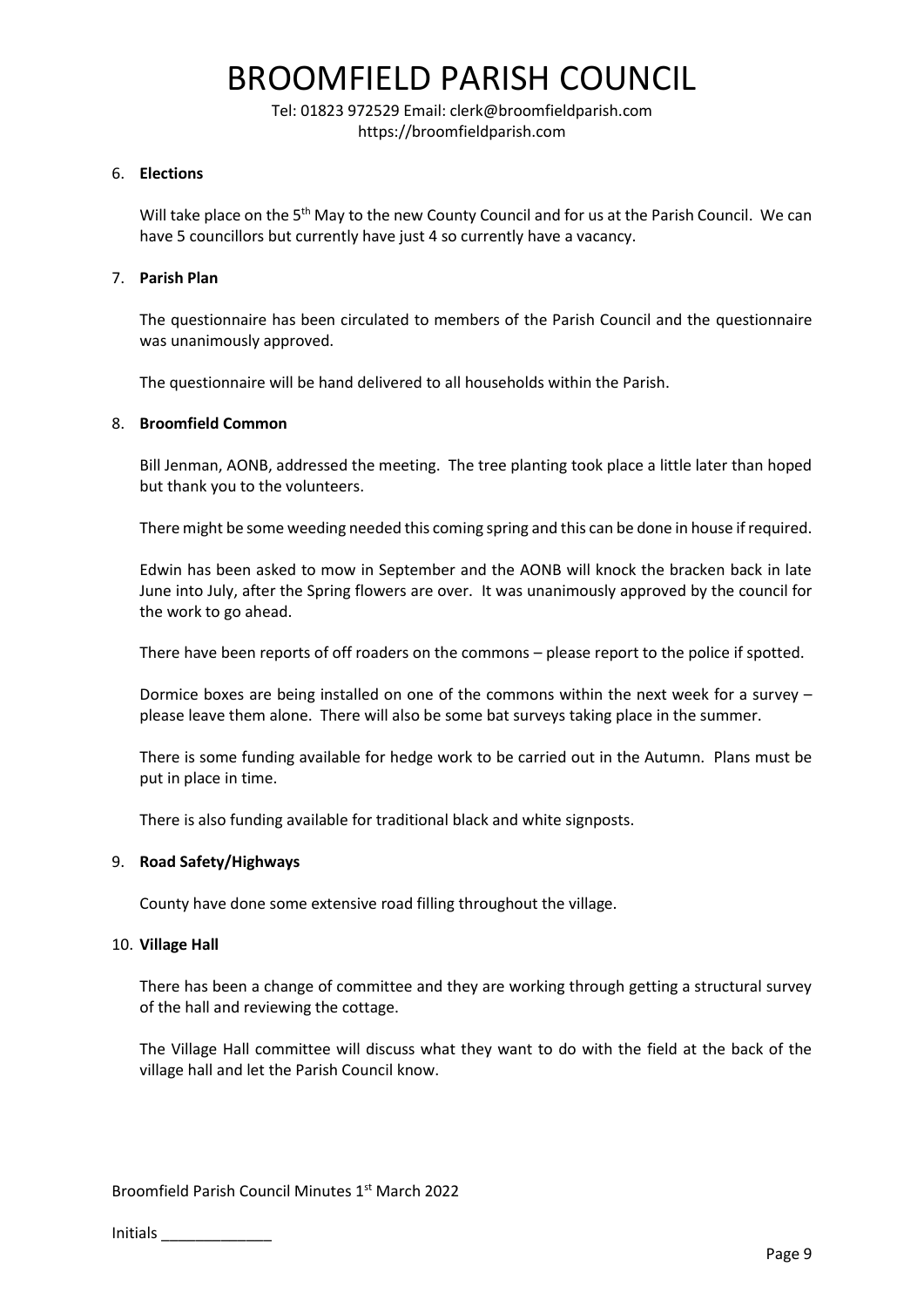# BROOMFIELD PARISH COUNCIL

Tel: 01823 972529 Email: clerk@broomfieldparish.com
https://broomfieldparish.com

6. **Elections**

   Will take place on the 5th May to the new County Council and for us at the Parish Council. We can have 5 councillors but currently have just 4 so currently have a vacancy.

7. **Parish Plan**

   The questionnaire has been circulated to members of the Parish Council and the questionnaire was unanimously approved.

   The questionnaire will be hand delivered to all households within the Parish.

8. **Broomfield Common**

   Bill Jenman, AONB, addressed the meeting. The tree planting took place a little later than hoped but thank you to the volunteers.

   There might be some weeding needed this coming spring and this can be done in house if required.

   Edwin has been asked to mow in September and the AONB will knock the bracken back in late June into July, after the Spring flowers are over. It was unanimously approved by the council for the work to go ahead.

   There have been reports of off roaders on the commons – please report to the police if spotted.

   Dormice boxes are being installed on one of the commons within the next week for a survey – please leave them alone. There will also be some bat surveys taking place in the summer.

   There is some funding available for hedge work to be carried out in the Autumn. Plans must be put in place in time.

   There is also funding available for traditional black and white signposts.

9. **Road Safety/Highways**

   County have done some extensive road filling throughout the village.

10. **Village Hall**

    There has been a change of committee and they are working through getting a structural survey of the hall and reviewing the cottage.

    The Village Hall committee will discuss what they want to do with the field at the back of the village hall and let the Parish Council know.

Broomfield Parish Council Minutes 1st March 2022

Initials _____________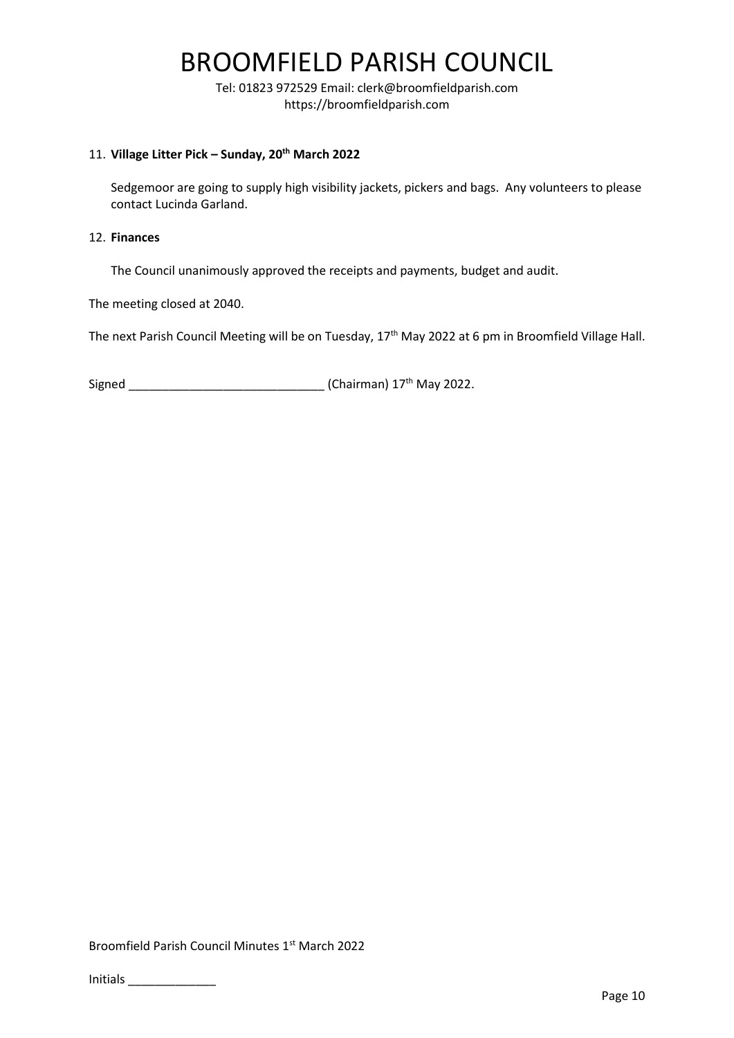11. **Village Litter Pick – Sunday, 20th March 2022**

    Sedgemoor are going to supply high visibility jackets, pickers and bags. Any volunteers to please contact Lucinda Garland.

12. **Finances**

    The Council unanimously approved the receipts and payments, budget and audit.

The meeting closed at 2040.

The next Parish Council Meeting will be on Tuesday, 17th May 2022 at 6 pm in Broomfield Village Hall.

Signed _____________________________ (Chairman) 17th May 2022.

Broomfield Parish Council Minutes 1st March 2022

Initials _____________